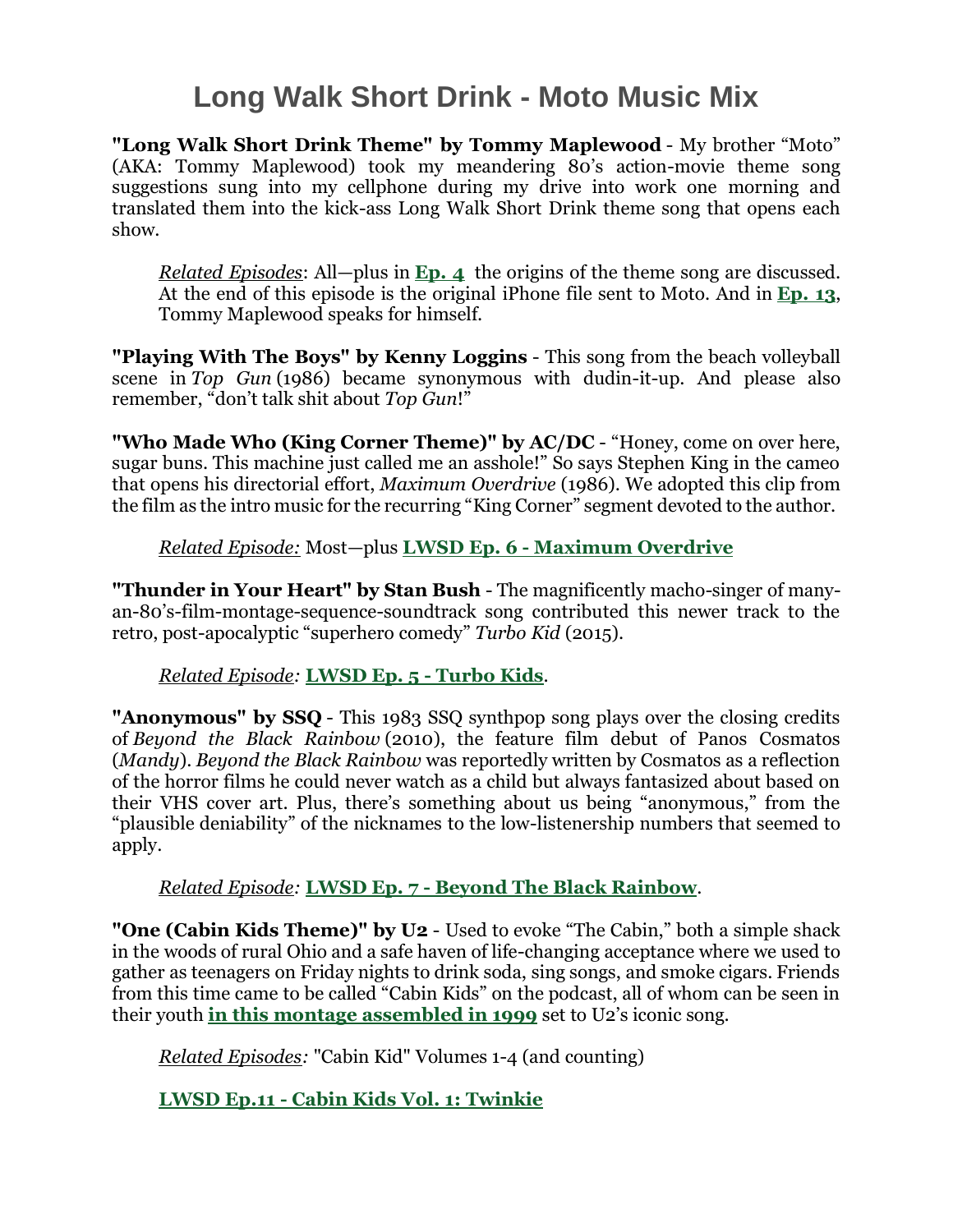# Long Walk Short Drink - Moto Music Mix

**"Long Walk Short Drink Theme" by Tommy Maplewood** - My brother "Moto" (AKA: Tommy Maplewood) took my meandering 80's action-movie theme song suggestions sung into my cellphone during my drive into work one morning and translated them into the kick-ass Long Walk Short Drink theme song that opens each show.

> *Related Episodes*: All—plus in **Ep. 4** the origins of the theme song are discussed. At the end of this episode is the original iPhone file sent to Moto. And in **Ep. 13**, Tommy Maplewood speaks for himself.

**"Playing With The Boys" by Kenny Loggins** - This song from the beach volleyball scene in *Top Gun* (1986) became synonymous with dudin-it-up. And please also remember, "don't talk shit about *Top Gun*!"

**"Who Made Who (King Corner Theme)" by AC/DC** - "Honey, come on over here, sugar buns. This machine just called me an asshole!" So says Stephen King in the cameo that opens his directorial effort, *Maximum Overdrive* (1986). We adopted this clip from the film as the intro music for the recurring "King Corner" segment devoted to the author.

> *Related Episode:* Most—plus **LWSD Ep. 6 - Maximum Overdrive**

**"Thunder in Your Heart" by Stan Bush** - The magnificently macho-singer of many-an-80's-film-montage-sequence-soundtrack song contributed this newer track to the retro, post-apocalyptic "superhero comedy" *Turbo Kid* (2015).

> *Related Episode:* **LWSD Ep. 5 - Turbo Kids**.

**"Anonymous" by SSQ** - This 1983 SSQ synthpop song plays over the closing credits of *Beyond the Black Rainbow* (2010), the feature film debut of Panos Cosmatos (*Mandy*). *Beyond the Black Rainbow* was reportedly written by Cosmatos as a reflection of the horror films he could never watch as a child but always fantasized about based on their VHS cover art. Plus, there's something about us being "anonymous," from the "plausible deniability" of the nicknames to the low-listenership numbers that seemed to apply.

> *Related Episode:* **LWSD Ep. 7 - Beyond The Black Rainbow**.

**"One (Cabin Kids Theme)" by U2** - Used to evoke "The Cabin," both a simple shack in the woods of rural Ohio and a safe haven of life-changing acceptance where we used to gather as teenagers on Friday nights to drink soda, sing songs, and smoke cigars. Friends from this time came to be called "Cabin Kids" on the podcast, all of whom can be seen in their youth **in this montage assembled in 1999** set to U2's iconic song.

> *Related Episodes:* "Cabin Kid" Volumes 1-4 (and counting)
>
> **LWSD Ep.11 - Cabin Kids Vol. 1: Twinkie**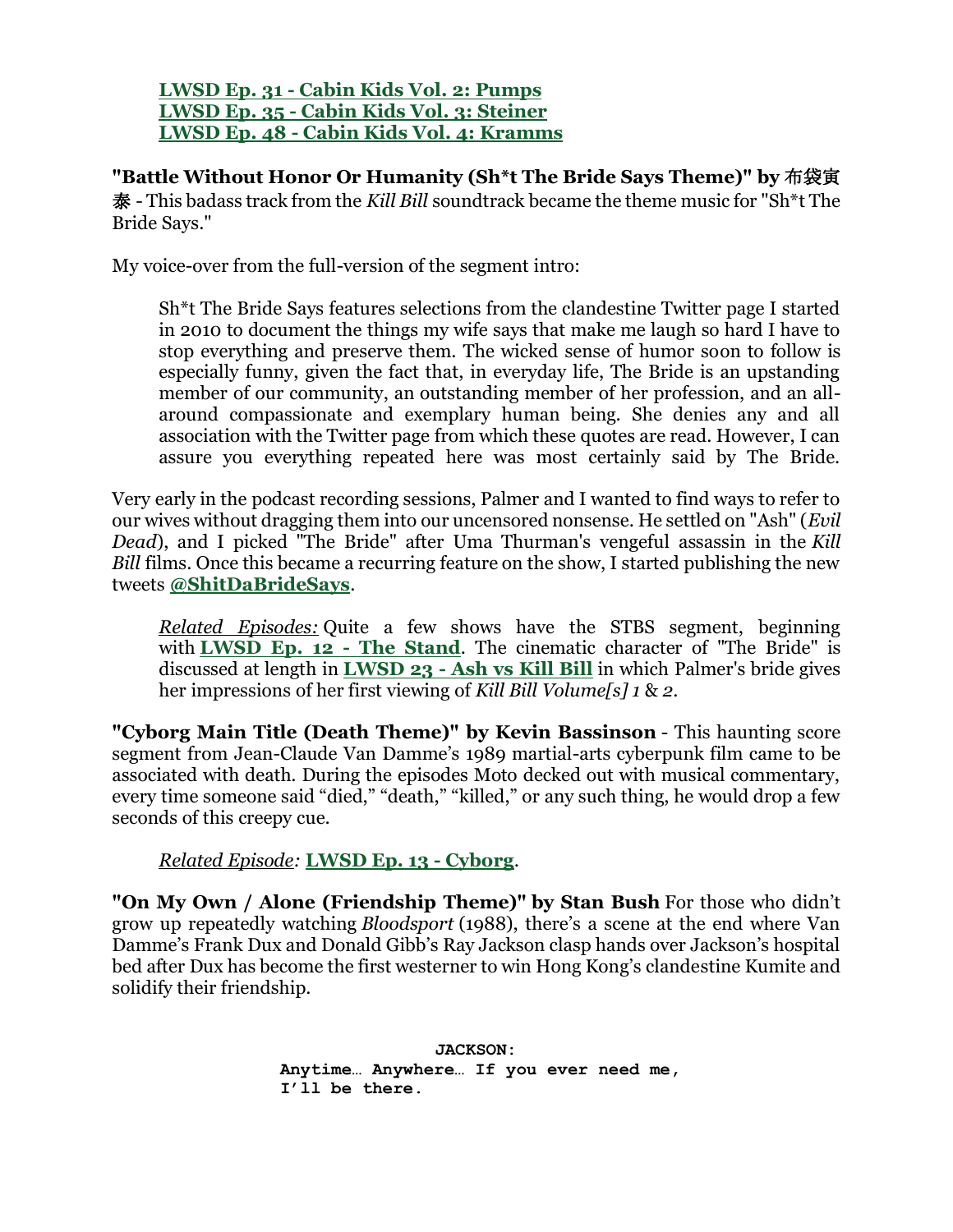**LWSD Ep. 31 - Cabin Kids Vol. 2: Pumps**
**LWSD Ep. 35 - Cabin Kids Vol. 3: Steiner**
**LWSD Ep. 48 - Cabin Kids Vol. 4: Kramms**

**"Battle Without Honor Or Humanity (Sh*t The Bride Says Theme)" by 布袋寅泰** - This badass track from the *Kill Bill* soundtrack became the theme music for "Sh*t The Bride Says."

My voice-over from the full-version of the segment intro:

> Sh*t The Bride Says features selections from the clandestine Twitter page I started in 2010 to document the things my wife says that make me laugh so hard I have to stop everything and preserve them. The wicked sense of humor soon to follow is especially funny, given the fact that, in everyday life, The Bride is an upstanding member of our community, an outstanding member of her profession, and an all-around compassionate and exemplary human being. She denies any and all association with the Twitter page from which these quotes are read. However, I can assure you everything repeated here was most certainly said by The Bride.

Very early in the podcast recording sessions, Palmer and I wanted to find ways to refer to our wives without dragging them into our uncensored nonsense. He settled on "Ash" (*Evil Dead*), and I picked "The Bride" after Uma Thurman's vengeful assassin in the *Kill Bill* films. Once this became a recurring feature on the show, I started publishing the new tweets **@ShitDaBrideSays**.

> *Related Episodes:* Quite a few shows have the STBS segment, beginning with **LWSD Ep. 12 - The Stand**. The cinematic character of "The Bride" is discussed at length in **LWSD 23 - Ash vs Kill Bill** in which Palmer's bride gives her impressions of her first viewing of *Kill Bill Volume[s] 1* & *2*.

**"Cyborg Main Title (Death Theme)" by Kevin Bassinson** - This haunting score segment from Jean-Claude Van Damme's 1989 martial-arts cyberpunk film came to be associated with death. During the episodes Moto decked out with musical commentary, every time someone said "died," "death," "killed," or any such thing, he would drop a few seconds of this creepy cue.

> *Related Episode:* **LWSD Ep. 13 - Cyborg**.

**"On My Own / Alone (Friendship Theme)" by Stan Bush** For those who didn't grow up repeatedly watching *Bloodsport* (1988), there's a scene at the end where Van Damme's Frank Dux and Donald Gibb's Ray Jackson clasp hands over Jackson's hospital bed after Dux has become the first westerner to win Hong Kong's clandestine Kumite and solidify their friendship.

```
                    JACKSON:
        Anytime… Anywhere… If you ever need me,
        I'll be there.
```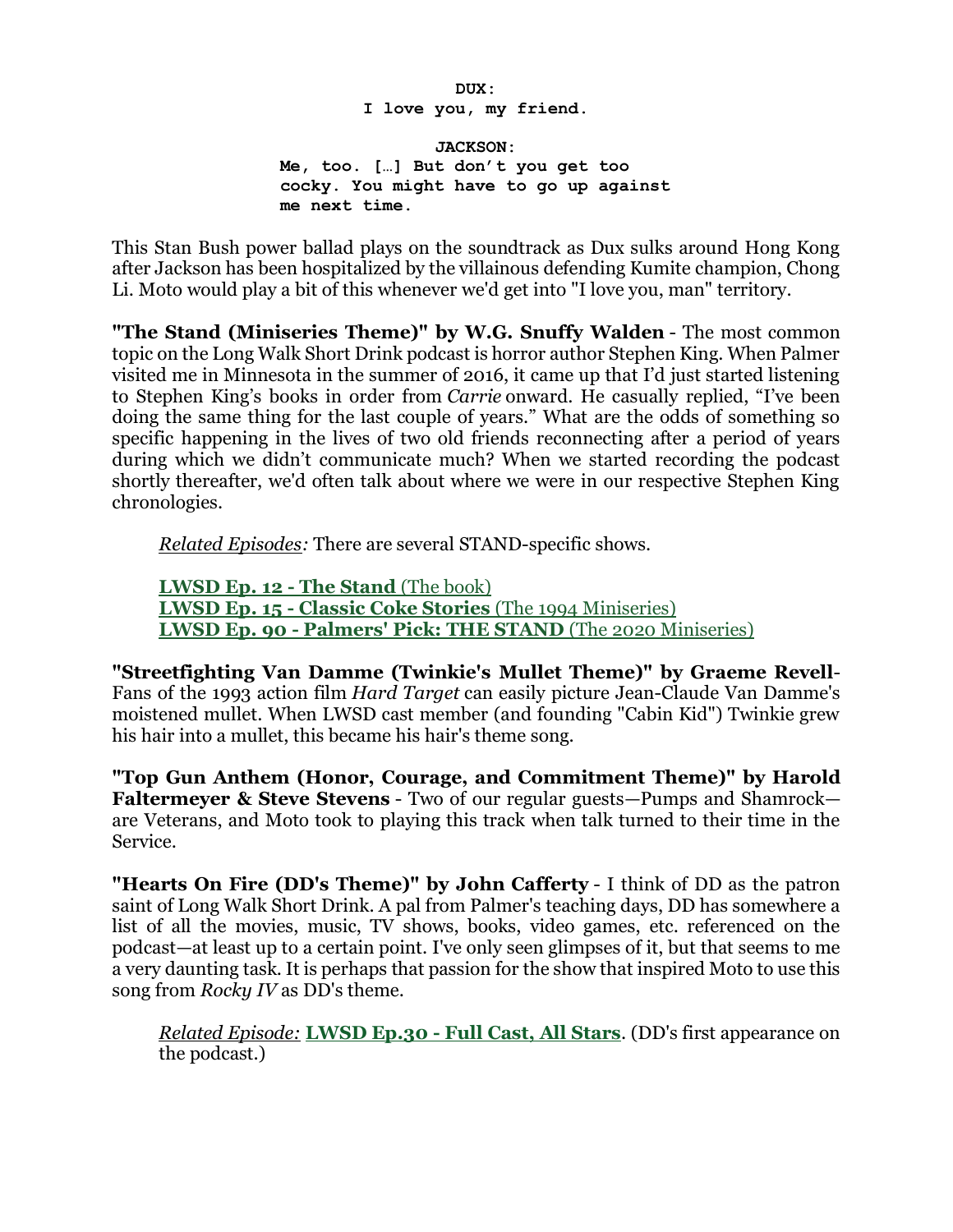**DUX:**
**I love you, my friend.**

**JACKSON:**
**Me, too. […] But don't you get too cocky. You might have to go up against me next time.**

This Stan Bush power ballad plays on the soundtrack as Dux sulks around Hong Kong after Jackson has been hospitalized by the villainous defending Kumite champion, Chong Li. Moto would play a bit of this whenever we'd get into "I love you, man" territory.

**"The Stand (Miniseries Theme)" by W.G. Snuffy Walden** - The most common topic on the Long Walk Short Drink podcast is horror author Stephen King. When Palmer visited me in Minnesota in the summer of 2016, it came up that I'd just started listening to Stephen King's books in order from *Carrie* onward. He casually replied, "I've been doing the same thing for the last couple of years." What are the odds of something so specific happening in the lives of two old friends reconnecting after a period of years during which we didn't communicate much? When we started recording the podcast shortly thereafter, we'd often talk about where we were in our respective Stephen King chronologies.

> *Related Episodes:* There are several STAND-specific shows.
>
> **LWSD Ep. 12 - The Stand** (The book)
> **LWSD Ep. 15 - Classic Coke Stories** (The 1994 Miniseries)
> **LWSD Ep. 90 - Palmers' Pick: THE STAND** (The 2020 Miniseries)

**"Streetfighting Van Damme (Twinkie's Mullet Theme)" by Graeme Revell**- Fans of the 1993 action film *Hard Target* can easily picture Jean-Claude Van Damme's moistened mullet. When LWSD cast member (and founding "Cabin Kid") Twinkie grew his hair into a mullet, this became his hair's theme song.

**"Top Gun Anthem (Honor, Courage, and Commitment Theme)" by Harold Faltermeyer & Steve Stevens** - Two of our regular guests—Pumps and Shamrock—are Veterans, and Moto took to playing this track when talk turned to their time in the Service.

**"Hearts On Fire (DD's Theme)" by John Cafferty** - I think of DD as the patron saint of Long Walk Short Drink. A pal from Palmer's teaching days, DD has somewhere a list of all the movies, music, TV shows, books, video games, etc. referenced on the podcast—at least up to a certain point. I've only seen glimpses of it, but that seems to me a very daunting task. It is perhaps that passion for the show that inspired Moto to use this song from *Rocky IV* as DD's theme.

> *Related Episode:* **LWSD Ep.30 - Full Cast, All Stars**. (DD's first appearance on the podcast.)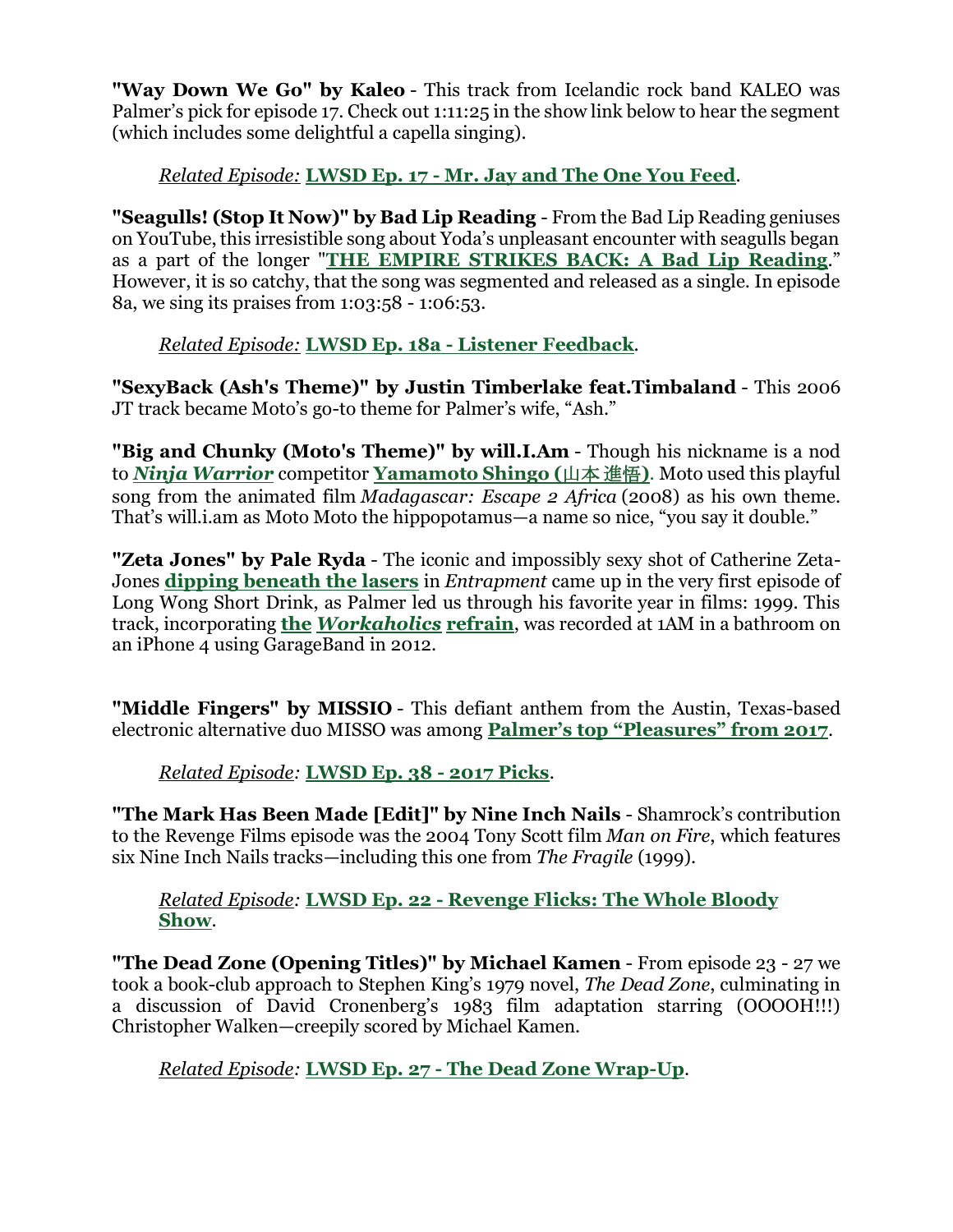**"Way Down We Go" by Kaleo** - This track from Icelandic rock band KALEO was Palmer's pick for episode 17. Check out 1:11:25 in the show link below to hear the segment (which includes some delightful a capella singing).

> *Related Episode:* **LWSD Ep. 17 - Mr. Jay and The One You Feed**.

**"Seagulls! (Stop It Now)" by Bad Lip Reading** - From the Bad Lip Reading geniuses on YouTube, this irresistible song about Yoda's unpleasant encounter with seagulls began as a part of the longer "**THE EMPIRE STRIKES BACK: A Bad Lip Reading**." However, it is so catchy, that the song was segmented and released as a single. In episode 8a, we sing its praises from 1:03:58 - 1:06:53.

> *Related Episode:* **LWSD Ep. 18a - Listener Feedback**.

**"SexyBack (Ash's Theme)" by Justin Timberlake feat.Timbaland** - This 2006 JT track became Moto's go-to theme for Palmer's wife, "Ash."

**"Big and Chunky (Moto's Theme)" by will.I.Am** - Though his nickname is a nod to ***Ninja Warrior*** competitor **Yamamoto Shingo (山本 進悟)**. Moto used this playful song from the animated film *Madagascar: Escape 2 Africa* (2008) as his own theme. That's will.i.am as Moto Moto the hippopotamus—a name so nice, "you say it double."

**"Zeta Jones" by Pale Ryda** - The iconic and impossibly sexy shot of Catherine Zeta-Jones **dipping beneath the lasers** in *Entrapment* came up in the very first episode of Long Wong Short Drink, as Palmer led us through his favorite year in films: 1999. This track, incorporating **the *Workaholics* refrain**, was recorded at 1AM in a bathroom on an iPhone 4 using GarageBand in 2012.

**"Middle Fingers" by MISSIO** - This defiant anthem from the Austin, Texas-based electronic alternative duo MISSO was among **Palmer's top "Pleasures" from 2017**.

> *Related Episode:* **LWSD Ep. 38 - 2017 Picks**.

**"The Mark Has Been Made [Edit]" by Nine Inch Nails** - Shamrock's contribution to the Revenge Films episode was the 2004 Tony Scott film *Man on Fire*, which features six Nine Inch Nails tracks—including this one from *The Fragile* (1999).

> *Related Episode:* **LWSD Ep. 22 - Revenge Flicks: The Whole Bloody Show**.

**"The Dead Zone (Opening Titles)" by Michael Kamen** - From episode 23 - 27 we took a book-club approach to Stephen King's 1979 novel, *The Dead Zone*, culminating in a discussion of David Cronenberg's 1983 film adaptation starring (OOOOH!!!) Christopher Walken—creepily scored by Michael Kamen.

> *Related Episode:* **LWSD Ep. 27 - The Dead Zone Wrap-Up**.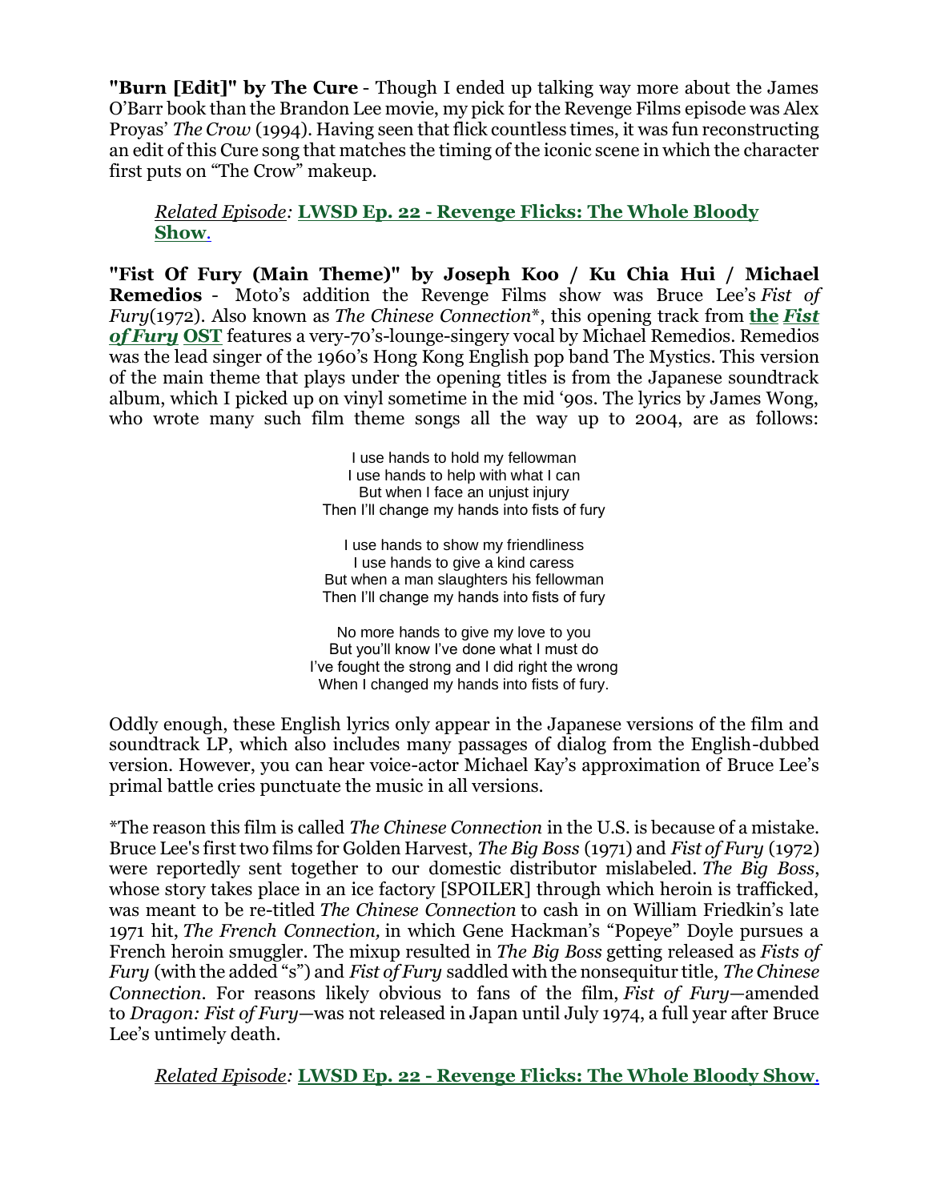**"Burn [Edit]" by The Cure** - Though I ended up talking way more about the James O'Barr book than the Brandon Lee movie, my pick for the Revenge Films episode was Alex Proyas' *The Crow* (1994). Having seen that flick countless times, it was fun reconstructing an edit of this Cure song that matches the timing of the iconic scene in which the character first puts on "The Crow" makeup.

> *Related Episode:* **LWSD Ep. 22 - Revenge Flicks: The Whole Bloody Show.**

**"Fist Of Fury (Main Theme)" by Joseph Koo / Ku Chia Hui / Michael Remedios** - Moto's addition the Revenge Films show was Bruce Lee's *Fist of Fury*(1972). Also known as *The Chinese Connection*\*, this opening track from **the *Fist of Fury* OST** features a very-70's-lounge-singery vocal by Michael Remedios. Remedios was the lead singer of the 1960's Hong Kong English pop band The Mystics. This version of the main theme that plays under the opening titles is from the Japanese soundtrack album, which I picked up on vinyl sometime in the mid '90s. The lyrics by James Wong, who wrote many such film theme songs all the way up to 2004, are as follows:

I use hands to hold my fellowman
I use hands to help with what I can
But when I face an unjust injury
Then I'll change my hands into fists of fury

I use hands to show my friendliness
I use hands to give a kind caress
But when a man slaughters his fellowman
Then I'll change my hands into fists of fury

No more hands to give my love to you
But you'll know I've done what I must do
I've fought the strong and I did right the wrong
When I changed my hands into fists of fury.

Oddly enough, these English lyrics only appear in the Japanese versions of the film and soundtrack LP, which also includes many passages of dialog from the English-dubbed version. However, you can hear voice-actor Michael Kay's approximation of Bruce Lee's primal battle cries punctuate the music in all versions.

\*The reason this film is called *The Chinese Connection* in the U.S. is because of a mistake. Bruce Lee's first two films for Golden Harvest, *The Big Boss* (1971) and *Fist of Fury* (1972) were reportedly sent together to our domestic distributor mislabeled. *The Big Boss*, whose story takes place in an ice factory [SPOILER] through which heroin is trafficked, was meant to be re-titled *The Chinese Connection* to cash in on William Friedkin's late 1971 hit, *The French Connection,* in which Gene Hackman's "Popeye" Doyle pursues a French heroin smuggler. The mixup resulted in *The Big Boss* getting released as *Fists of Fury* (with the added "s") and *Fist of Fury* saddled with the nonsequitur title, *The Chinese Connection*. For reasons likely obvious to fans of the film, *Fist of Fury*—amended to *Dragon: Fist of Fury*—was not released in Japan until July 1974, a full year after Bruce Lee's untimely death.

> *Related Episode:* **LWSD Ep. 22 - Revenge Flicks: The Whole Bloody Show.**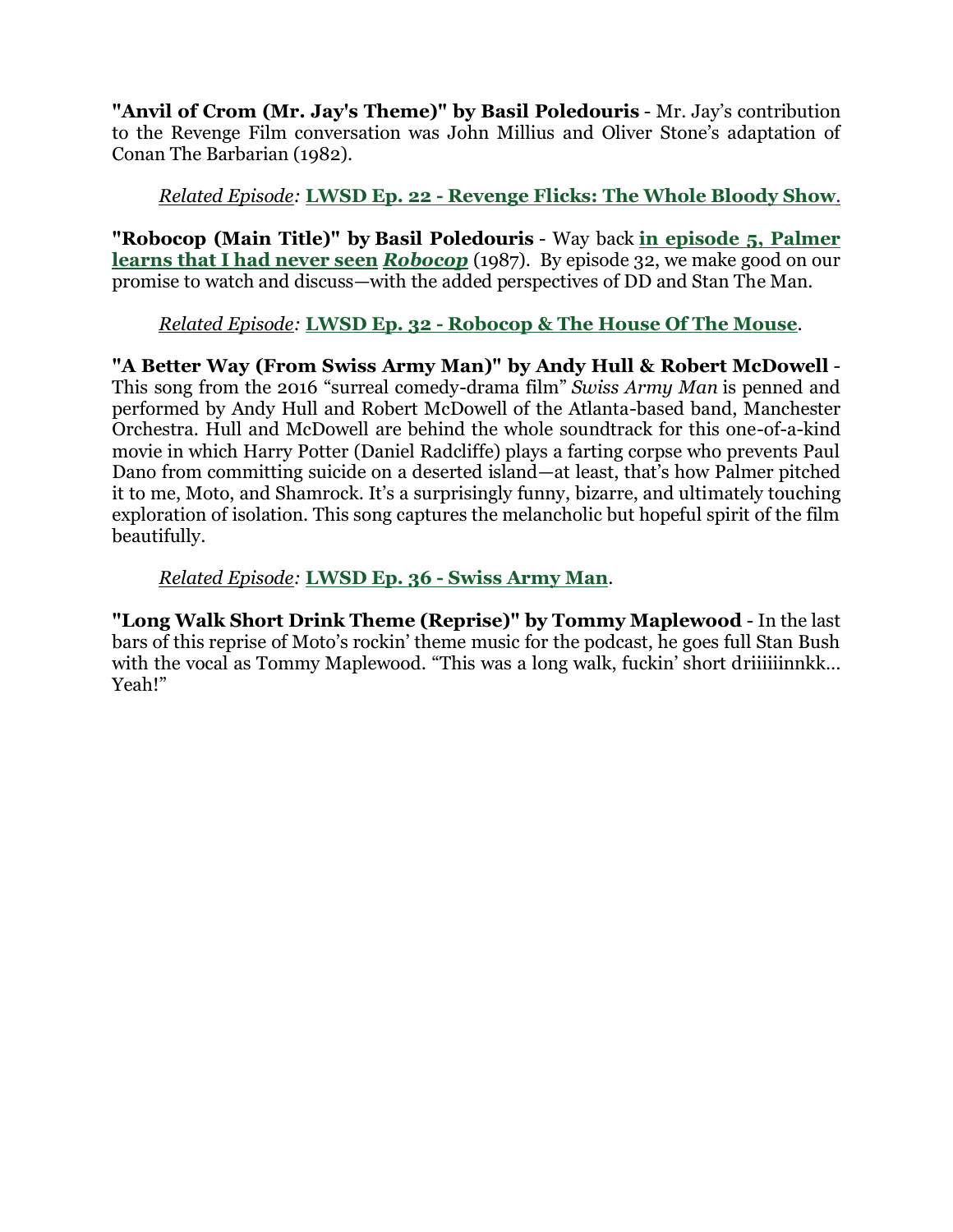**"Anvil of Crom (Mr. Jay's Theme)" by Basil Poledouris** - Mr. Jay's contribution to the Revenge Film conversation was John Millius and Oliver Stone's adaptation of Conan The Barbarian (1982).

*Related Episode:* **LWSD Ep. 22 - Revenge Flicks: The Whole Bloody Show**.

**"Robocop (Main Title)" by Basil Poledouris** - Way back **in episode 5, Palmer learns that I had never seen *Robocop*** (1987). By episode 32, we make good on our promise to watch and discuss—with the added perspectives of DD and Stan The Man.

*Related Episode:* **LWSD Ep. 32 - Robocop & The House Of The Mouse**.

**"A Better Way (From Swiss Army Man)" by Andy Hull & Robert McDowell** - This song from the 2016 "surreal comedy-drama film" *Swiss Army Man* is penned and performed by Andy Hull and Robert McDowell of the Atlanta-based band, Manchester Orchestra. Hull and McDowell are behind the whole soundtrack for this one-of-a-kind movie in which Harry Potter (Daniel Radcliffe) plays a farting corpse who prevents Paul Dano from committing suicide on a deserted island—at least, that's how Palmer pitched it to me, Moto, and Shamrock. It's a surprisingly funny, bizarre, and ultimately touching exploration of isolation. This song captures the melancholic but hopeful spirit of the film beautifully.

*Related Episode:* **LWSD Ep. 36 - Swiss Army Man**.

**"Long Walk Short Drink Theme (Reprise)" by Tommy Maplewood** - In the last bars of this reprise of Moto's rockin' theme music for the podcast, he goes full Stan Bush with the vocal as Tommy Maplewood. "This was a long walk, fuckin' short driiiiiinnkk… Yeah!"